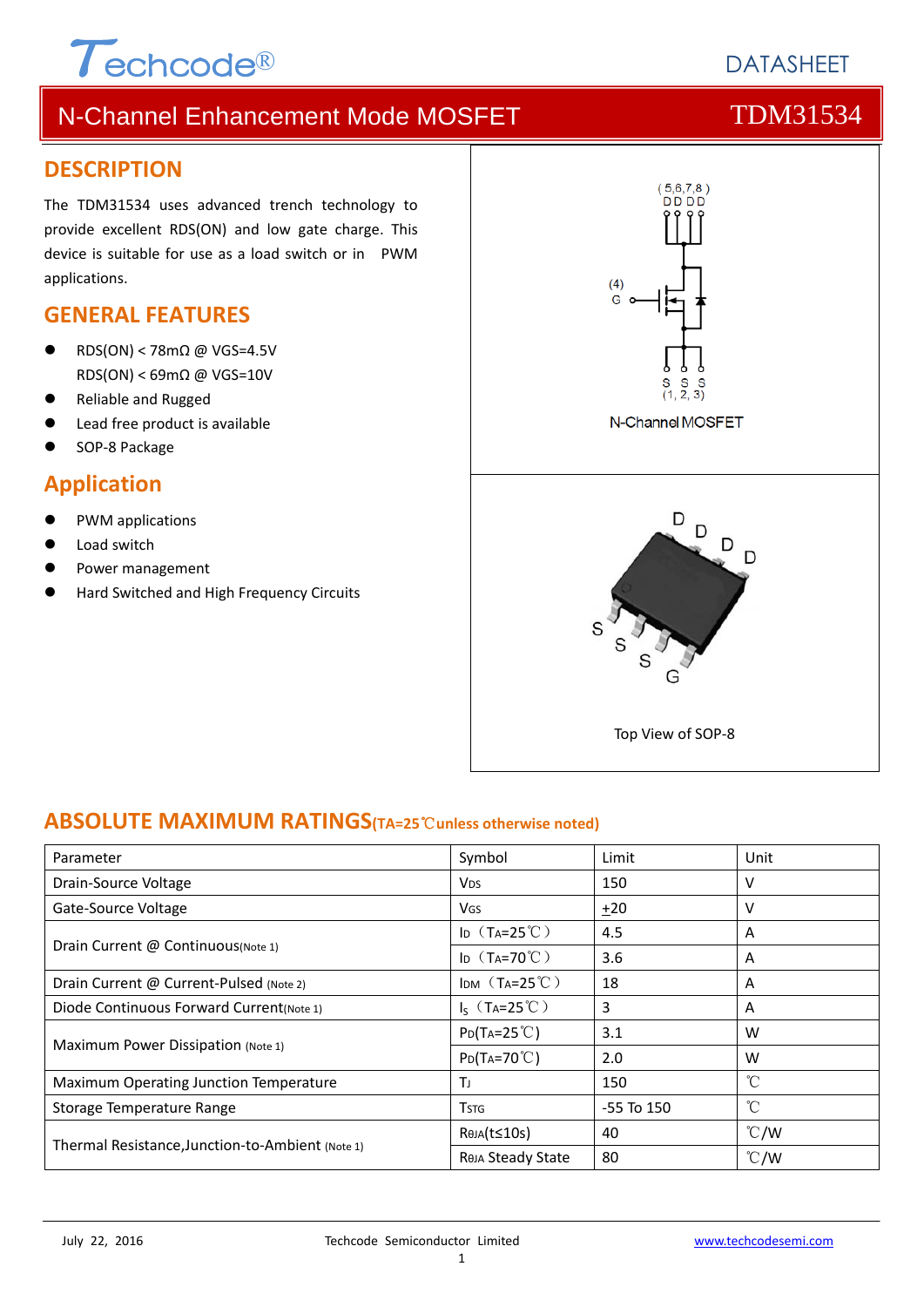DATASHEET

# N-Channel Enhancement Mode MOSFET TDM31534

## DESCRIPTION

The TDM31534 uses advanced trench technology to provide excellent RDS(ON) and low gate charge. This device is suitable for use as a load switch or in PWM applications.

## GENERAL FEATURES

- RDS(ON) < 78mΩ @ VGS=4.5V
  RDS(ON) < 69mΩ @ VGS=10V
- Reliable and Rugged
- Lead free product is available
- SOP-8 Package

## Application

- PWM applications
- Load switch
- Power management
- Hard Switched and High Frequency Circuits

N-Channel MOSFET

Top View of SOP-8

## ABSOLUTE MAXIMUM RATINGS(TA=25℃unless otherwise noted)

| Parameter | Symbol | Limit | Unit |
|---|---|---|---|
| Drain-Source Voltage | $V_{DS}$ | 150 | V |
| Gate-Source Voltage | $V_{GS}$ | ±20 | V |
| Drain Current @ Continuous(Note 1) | $I_D$ ($T_A$=25℃) | 4.5 | A |
| | $I_D$ ($T_A$=70℃) | 3.6 | A |
| Drain Current @ Current-Pulsed (Note 2) | $I_{DM}$ ($T_A$=25℃) | 18 | A |
| Diode Continuous Forward Current(Note 1) | $I_S$ ($T_A$=25℃) | 3 | A |
| Maximum Power Dissipation (Note 1) | $P_D$($T_A$=25℃) | 3.1 | W |
| | $P_D$($T_A$=70℃) | 2.0 | W |
| Maximum Operating Junction Temperature | $T_J$ | 150 | ℃ |
| Storage Temperature Range | $T_{STG}$ | -55 To 150 | ℃ |
| Thermal Resistance,Junction-to-Ambient (Note 1) | $R_{\theta JA}$(t≤10s) | 40 | ℃/W |
| | $R_{\theta JA}$ Steady State | 80 | ℃/W |

July 22, 2016 Techcode Semiconductor Limited www.techcodesemi.com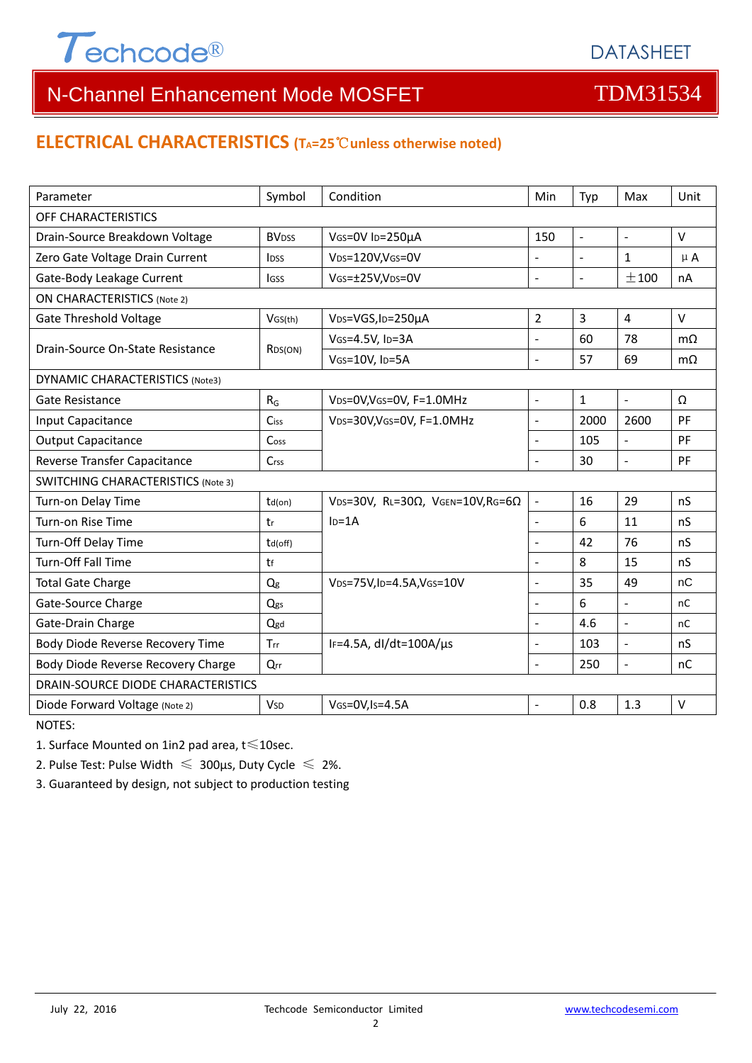## ELECTRICAL CHARACTERISTICS ($T_A$=25℃unless otherwise noted)

| Parameter | Symbol | Condition | Min | Typ | Max | Unit |
|---|---|---|---|---|---|---|
| OFF CHARACTERISTICS | | | | | | |
| Drain-Source Breakdown Voltage | $BV_{DSS}$ | $V_{GS}$=0V $I_D$=250µA | 150 | - | - | V |
| Zero Gate Voltage Drain Current | $I_{DSS}$ | $V_{DS}$=120V,$V_{GS}$=0V | - | - | 1 | µA |
| Gate-Body Leakage Current | $I_{GSS}$ | $V_{GS}$=±25V,$V_{DS}$=0V | - | - | ±100 | nA |
| ON CHARACTERISTICS (Note 2) | | | | | | |
| Gate Threshold Voltage | $V_{GS(th)}$ | $V_{DS}$=VGS,$I_D$=250µA | 2 | 3 | 4 | V |
| Drain-Source On-State Resistance | $R_{DS(ON)}$ | $V_{GS}$=4.5V, $I_D$=3A | - | 60 | 78 | mΩ |
| | | $V_{GS}$=10V, $I_D$=5A | - | 57 | 69 | mΩ |
| DYNAMIC CHARACTERISTICS (Note3) | | | | | | |
| Gate Resistance | $R_G$ | $V_{DS}$=0V,$V_{GS}$=0V, F=1.0MHz | - | 1 | - | Ω |
| Input Capacitance | $C_{iss}$ | $V_{DS}$=30V,$V_{GS}$=0V, F=1.0MHz | - | 2000 | 2600 | PF |
| Output Capacitance | $C_{oss}$ | | - | 105 | - | PF |
| Reverse Transfer Capacitance | $C_{rss}$ | | - | 30 | - | PF |
| SWITCHING CHARACTERISTICS (Note 3) | | | | | | |
| Turn-on Delay Time | $t_{d(on)}$ | $V_{DS}$=30V, $R_L$=30Ω, $V_{GEN}$=10V,$R_G$=6Ω $I_D$=1A | - | 16 | 29 | nS |
| Turn-on Rise Time | $t_r$ | | - | 6 | 11 | nS |
| Turn-Off Delay Time | $t_{d(off)}$ | | - | 42 | 76 | nS |
| Turn-Off Fall Time | $t_f$ | | - | 8 | 15 | nS |
| Total Gate Charge | $Q_g$ | $V_{DS}$=75V,$I_D$=4.5A,$V_{GS}$=10V | - | 35 | 49 | nC |
| Gate-Source Charge | $Q_{gs}$ | | - | 6 | - | nC |
| Gate-Drain Charge | $Q_{gd}$ | | - | 4.6 | - | nC |
| Body Diode Reverse Recovery Time | $T_{rr}$ | $I_F$=4.5A, dI/dt=100A/µs | - | 103 | - | nS |
| Body Diode Reverse Recovery Charge | $Q_{rr}$ | | - | 250 | - | nC |
| DRAIN-SOURCE DIODE CHARACTERISTICS | | | | | | |
| Diode Forward Voltage (Note 2) | $V_{SD}$ | $V_{GS}$=0V,$I_S$=4.5A | - | 0.8 | 1.3 | V |

NOTES:

1. Surface Mounted on 1in2 pad area, t≤10sec.
2. Pulse Test: Pulse Width ≤ 300µs, Duty Cycle ≤ 2%.
3. Guaranteed by design, not subject to production testing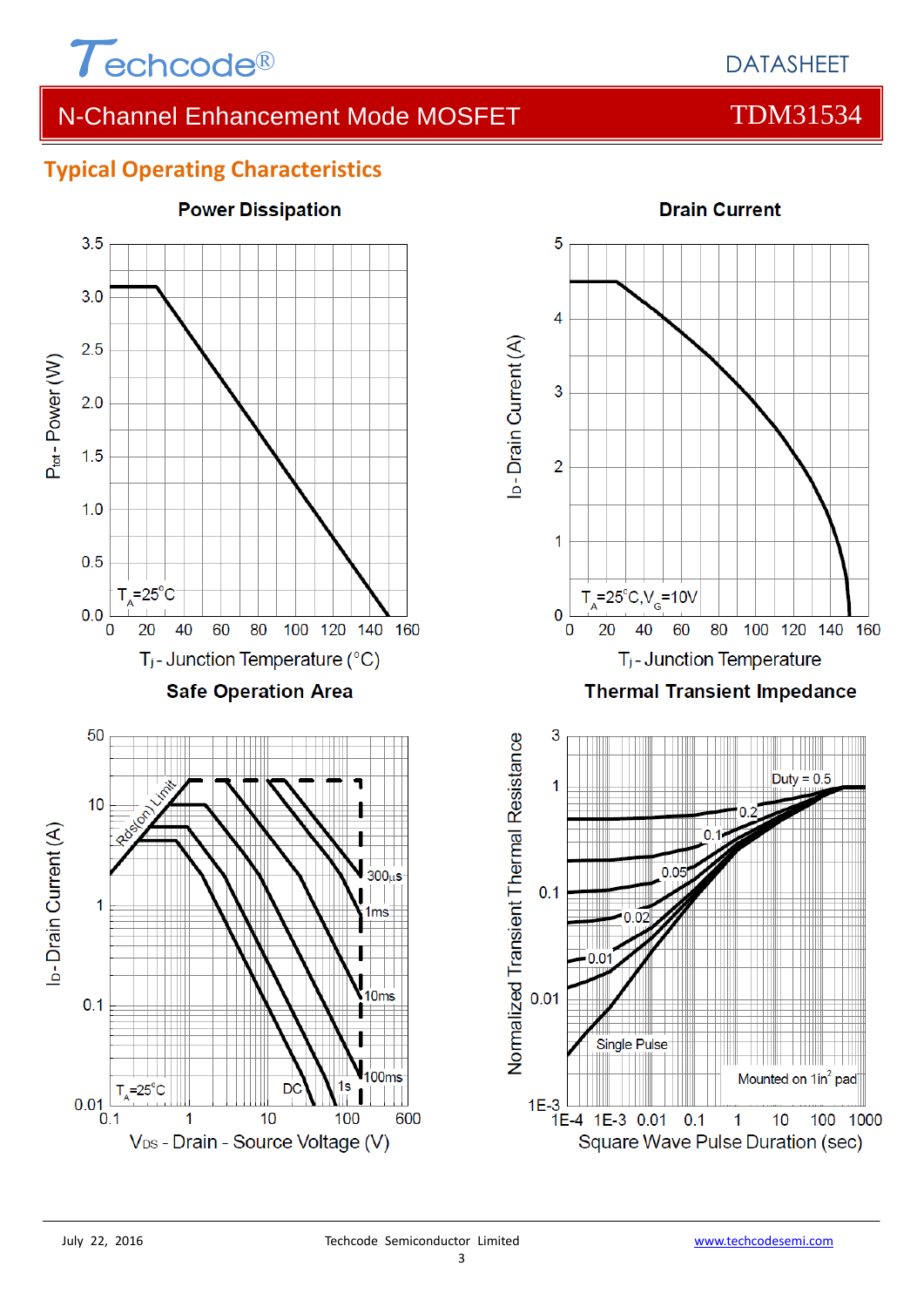## Typical Operating Characteristics

**Power Dissipation**

$P_{tot}$ - Power (W)

3.5, 3.0, 2.5, 2.0, 1.5, 1.0, 0.5, 0.0

$T_A$=25°C

0 20 40 60 80 100 120 140 160

$T_j$ - Junction Temperature (°C)

**Drain Current**

$I_D$ - Drain Current (A)

5, 4, 3, 2, 1, 0

$T_A$=25°C, $V_G$=10V

0 20 40 60 80 100 120 140 160

$T_j$ - Junction Temperature

**Safe Operation Area**

$I_D$ - Drain Current (A)

50, 10, 1, 0.1, 0.01

Rds(on) Limit

300µs, 1ms, 10ms, 100ms, 1s, DC

$T_A$=25°C

0.1 1 10 100 600

$V_{DS}$ - Drain - Source Voltage (V)

**Thermal Transient Impedance**

Normalized Transient Thermal Resistance

3, 1, 0.1, 0.01, 1E-3

Duty = 0.5, 0.2, 0.1, 0.05, 0.02, 0.01, Single Pulse

Mounted on 1in² pad

1E-4 1E-3 0.01 0.1 1 10 100 1000

Square Wave Pulse Duration (sec)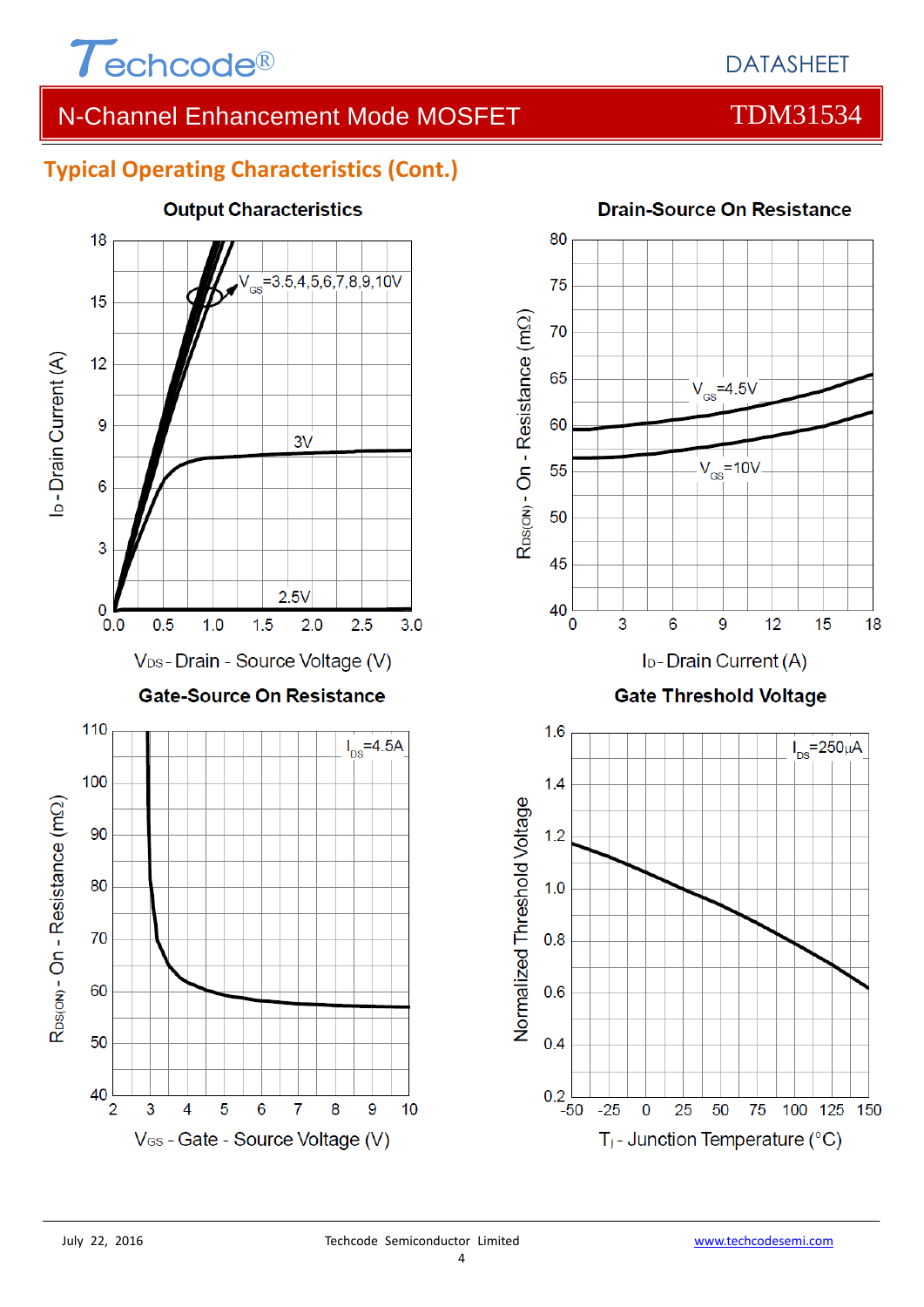## Typical Operating Characteristics (Cont.)

**Output Characteristics**

$V_{GS}$=3.5,4,5,6,7,8,9,10V

3V

2.5V

$I_D$ - Drain Current (A)

$V_{DS}$ - Drain - Source Voltage (V)

**Drain-Source On Resistance**

$V_{GS}$=4.5V

$V_{GS}$=10V

$R_{DS(ON)}$ - On - Resistance (mΩ)

$I_D$ - Drain Current (A)

**Gate-Source On Resistance**

$I_{DS}$=4.5A

$R_{DS(ON)}$ - On - Resistance (mΩ)

$V_{GS}$ - Gate - Source Voltage (V)

**Gate Threshold Voltage**

$I_{DS}$=250µA

Normalized Threshold Voltage

$T_j$ - Junction Temperature (°C)

July 22, 2016 Techcode Semiconductor Limited www.techcodesemi.com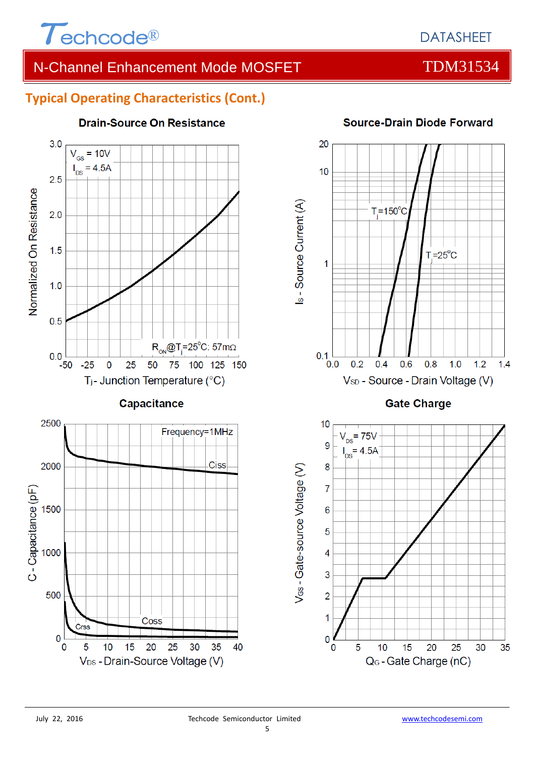## Typical Operating Characteristics (Cont.)

**Drain-Source On Resistance**

$V_{GS}$ = 10V
$I_{DS}$ = 4.5A

$R_{ON}$@$T_j$=25°C: 57mΩ

Normalized On Resistance

$T_j$- Junction Temperature (°C)

**Source-Drain Diode Forward**

$T_j$=150°C

$T_j$=25°C

$I_S$ - Source Current (A)

$V_{SD}$ - Source - Drain Voltage (V)

**Capacitance**

Frequency=1MHz

Ciss

Coss

Crss

C - Capacitance (pF)

$V_{DS}$ - Drain-Source Voltage (V)

**Gate Charge**

$V_{DS}$ = 75V
$I_{DS}$ = 4.5A

$V_{GS}$ - Gate-source Voltage (V)

$Q_G$ - Gate Charge (nC)

July 22, 2016 Techcode Semiconductor Limited www.techcodesemi.com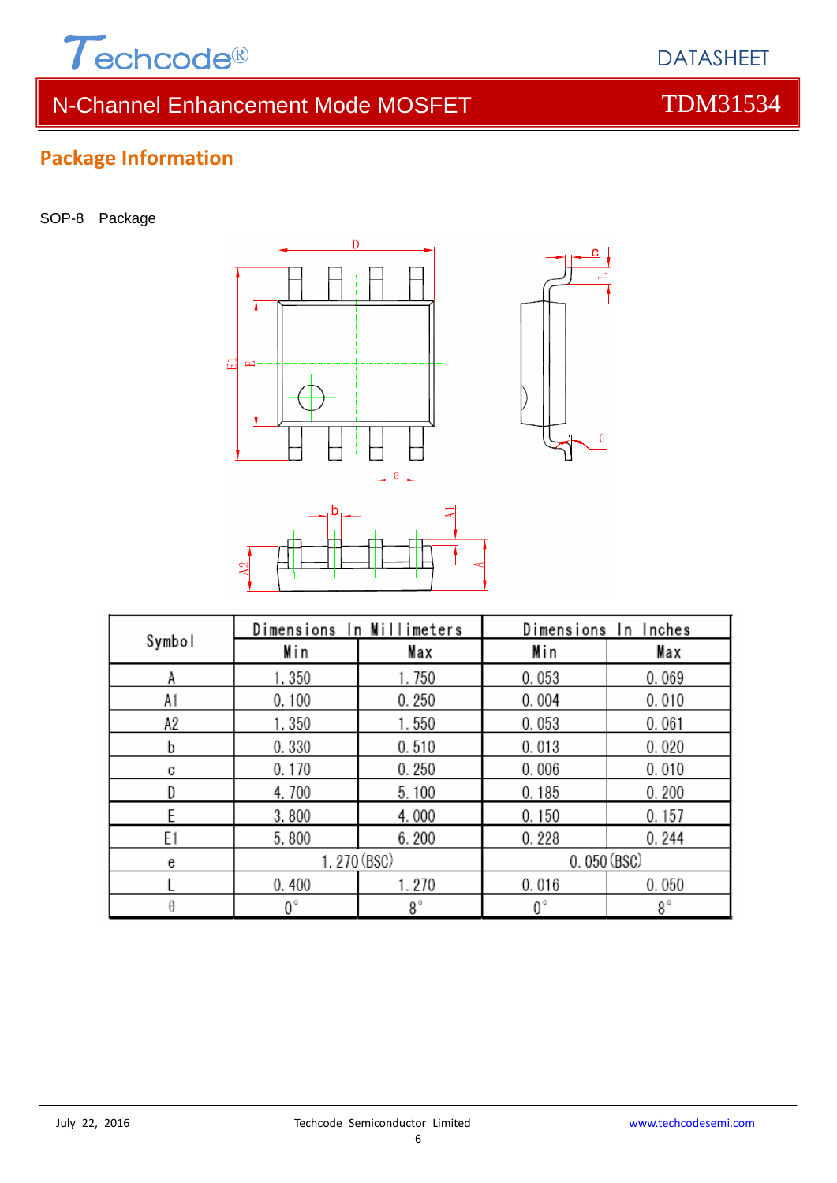## Package Information

SOP-8 Package

| Symbol | Dimensions In Millimeters | | Dimensions In Inches | |
|---|---|---|---|---|
| | Min | Max | Min | Max |
| A | 1.350 | 1.750 | 0.053 | 0.069 |
| A1 | 0.100 | 0.250 | 0.004 | 0.010 |
| A2 | 1.350 | 1.550 | 0.053 | 0.061 |
| b | 0.330 | 0.510 | 0.013 | 0.020 |
| c | 0.170 | 0.250 | 0.006 | 0.010 |
| D | 4.700 | 5.100 | 0.185 | 0.200 |
| E | 3.800 | 4.000 | 0.150 | 0.157 |
| E1 | 5.800 | 6.200 | 0.228 | 0.244 |
| e | 1.270 (BSC) | | 0.050 (BSC) | |
| L | 0.400 | 1.270 | 0.016 | 0.050 |
| θ | 0° | 8° | 0° | 8° |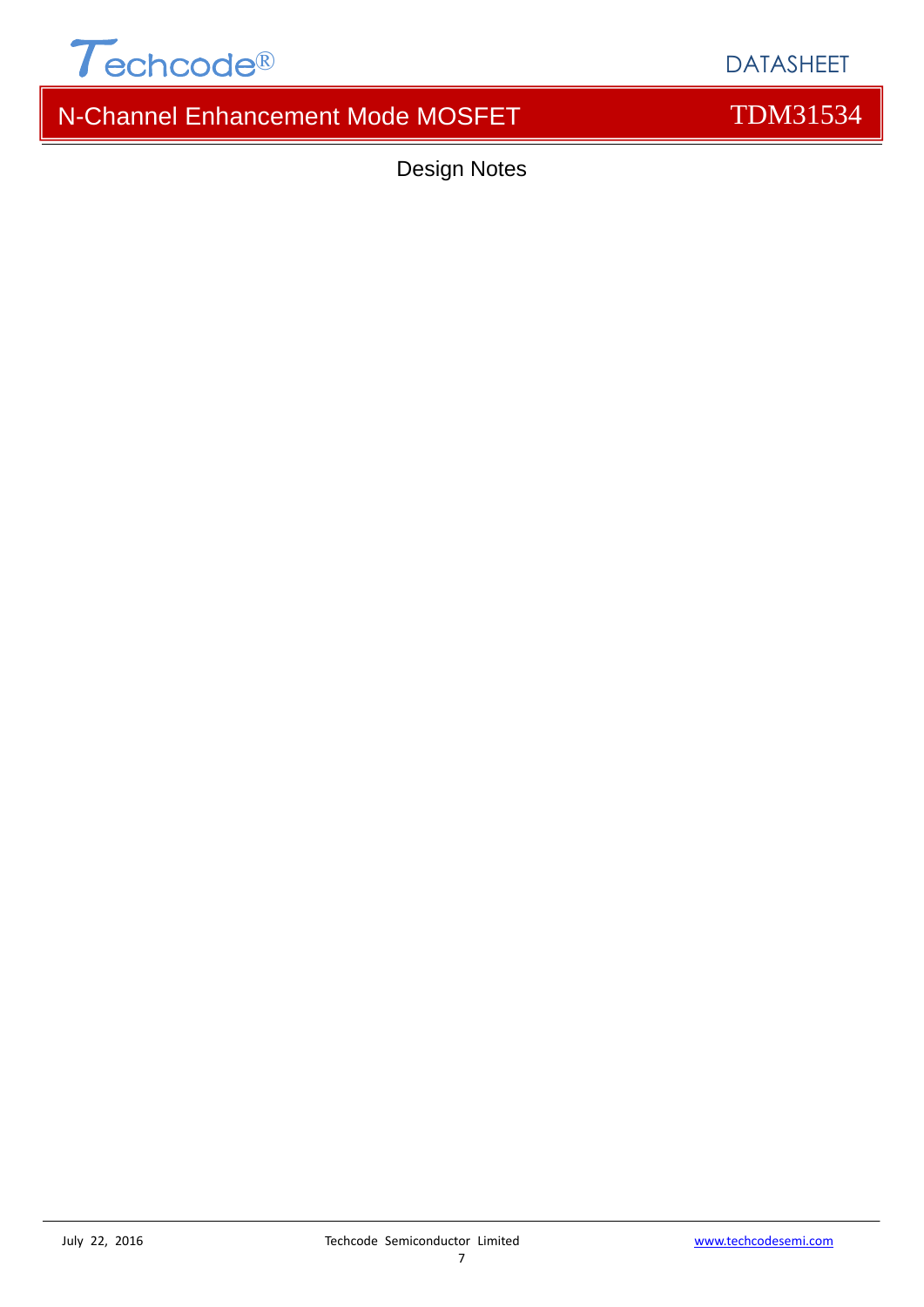## Design Notes